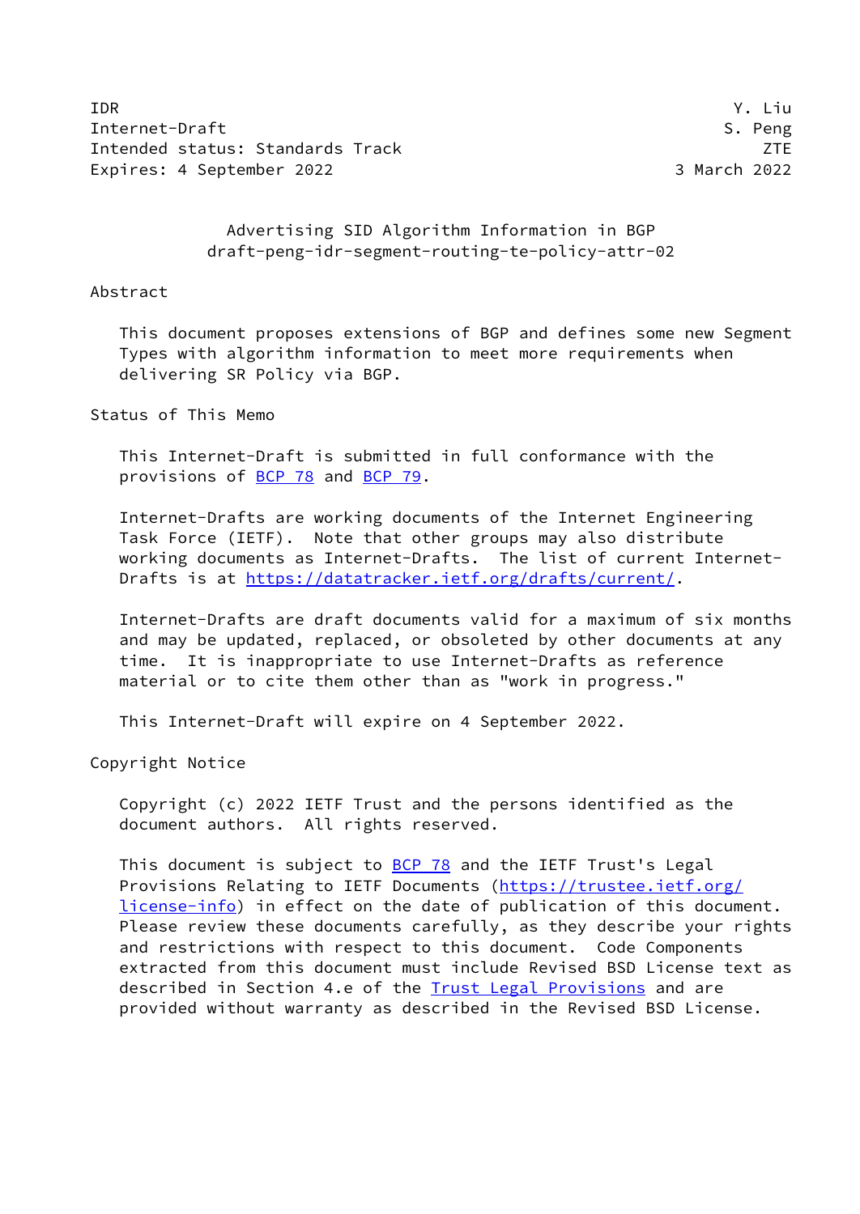IDR                                                              Y. Liu
Internet-Draft                                                  S. Peng
Intended status: Standards Track                                    ZTE
Expires: 4 September 2022                                  3 March 2022

# Advertising SID Algorithm Information in BGP
## draft-peng-idr-segment-routing-te-policy-attr-02

## Abstract

This document proposes extensions of BGP and defines some new Segment Types with algorithm information to meet more requirements when delivering SR Policy via BGP.

## Status of This Memo

This Internet-Draft is submitted in full conformance with the provisions of BCP 78 and BCP 79.

Internet-Drafts are working documents of the Internet Engineering Task Force (IETF). Note that other groups may also distribute working documents as Internet-Drafts. The list of current Internet-Drafts is at https://datatracker.ietf.org/drafts/current/.

Internet-Drafts are draft documents valid for a maximum of six months and may be updated, replaced, or obsoleted by other documents at any time. It is inappropriate to use Internet-Drafts as reference material or to cite them other than as "work in progress."

This Internet-Draft will expire on 4 September 2022.

## Copyright Notice

Copyright (c) 2022 IETF Trust and the persons identified as the document authors. All rights reserved.

This document is subject to BCP 78 and the IETF Trust's Legal Provisions Relating to IETF Documents (https://trustee.ietf.org/license-info) in effect on the date of publication of this document. Please review these documents carefully, as they describe your rights and restrictions with respect to this document. Code Components extracted from this document must include Revised BSD License text as described in Section 4.e of the Trust Legal Provisions and are provided without warranty as described in the Revised BSD License.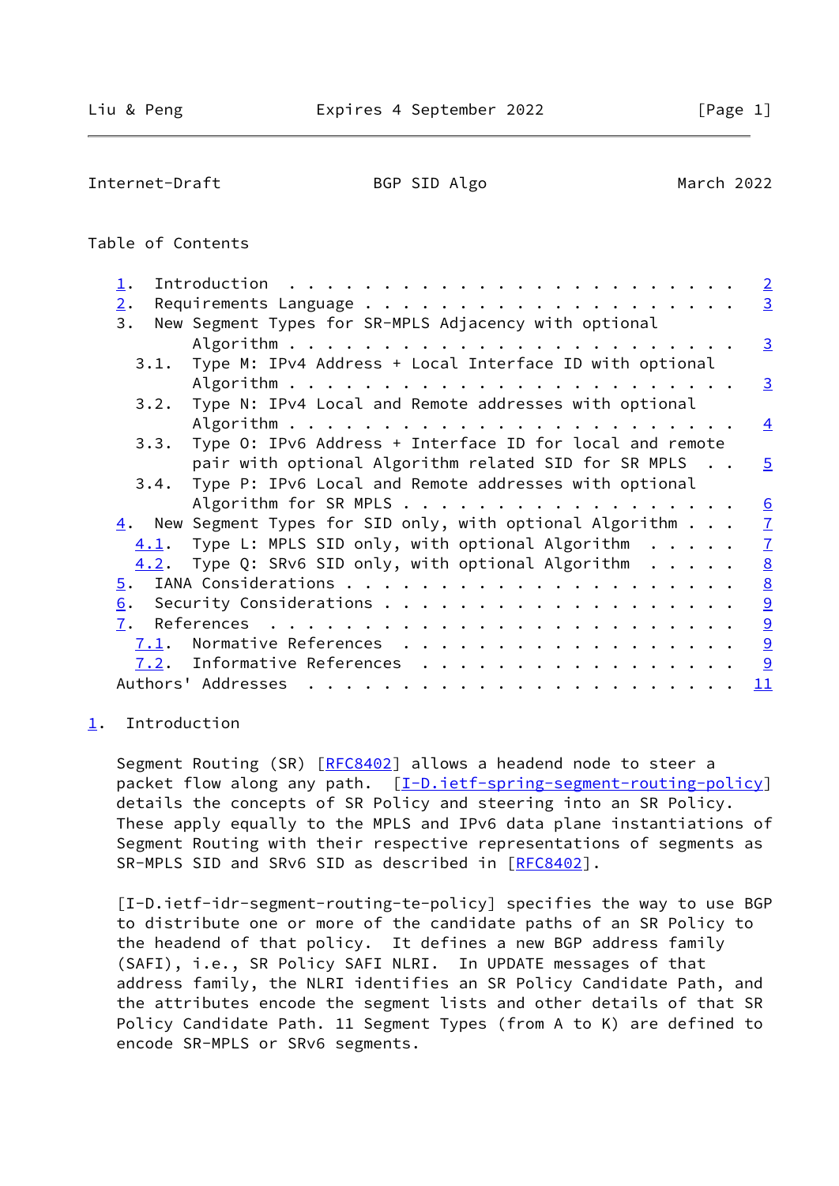Table of Contents

1. Introduction . . . . . . . . . . . . . . . . . . . . . . . . 2
2. Requirements Language . . . . . . . . . . . . . . . . . . . . 3
3. New Segment Types for SR-MPLS Adjacency with optional Algorithm . . . . . . . . . . . . . . . . . . . . . . . . 3
   3.1. Type M: IPv4 Address + Local Interface ID with optional Algorithm . . . . . . . . . . . . . . . . . . . . . . . 3
   3.2. Type N: IPv4 Local and Remote addresses with optional Algorithm . . . . . . . . . . . . . . . . . . . . . . . 4
   3.3. Type O: IPv6 Address + Interface ID for local and remote pair with optional Algorithm related SID for SR MPLS . . 5
   3.4. Type P: IPv6 Local and Remote addresses with optional Algorithm for SR MPLS . . . . . . . . . . . . . . . . . . 6
4. New Segment Types for SID only, with optional Algorithm . . . 7
   4.1. Type L: MPLS SID only, with optional Algorithm . . . . . 7
   4.2. Type Q: SRv6 SID only, with optional Algorithm . . . . . 8
5. IANA Considerations . . . . . . . . . . . . . . . . . . . . . 8
6. Security Considerations . . . . . . . . . . . . . . . . . . . 9
7. References . . . . . . . . . . . . . . . . . . . . . . . . . 9
   7.1. Normative References . . . . . . . . . . . . . . . . . . 9
   7.2. Informative References . . . . . . . . . . . . . . . . . 9
Authors' Addresses . . . . . . . . . . . . . . . . . . . . . . . 11

## 1. Introduction

Segment Routing (SR) [RFC8402] allows a headend node to steer a packet flow along any path. [I-D.ietf-spring-segment-routing-policy] details the concepts of SR Policy and steering into an SR Policy. These apply equally to the MPLS and IPv6 data plane instantiations of Segment Routing with their respective representations of segments as SR-MPLS SID and SRv6 SID as described in [RFC8402].

[I-D.ietf-idr-segment-routing-te-policy] specifies the way to use BGP to distribute one or more of the candidate paths of an SR Policy to the headend of that policy. It defines a new BGP address family (SAFI), i.e., SR Policy SAFI NLRI. In UPDATE messages of that address family, the NLRI identifies an SR Policy Candidate Path, and the attributes encode the segment lists and other details of that SR Policy Candidate Path. 11 Segment Types (from A to K) are defined to encode SR-MPLS or SRv6 segments.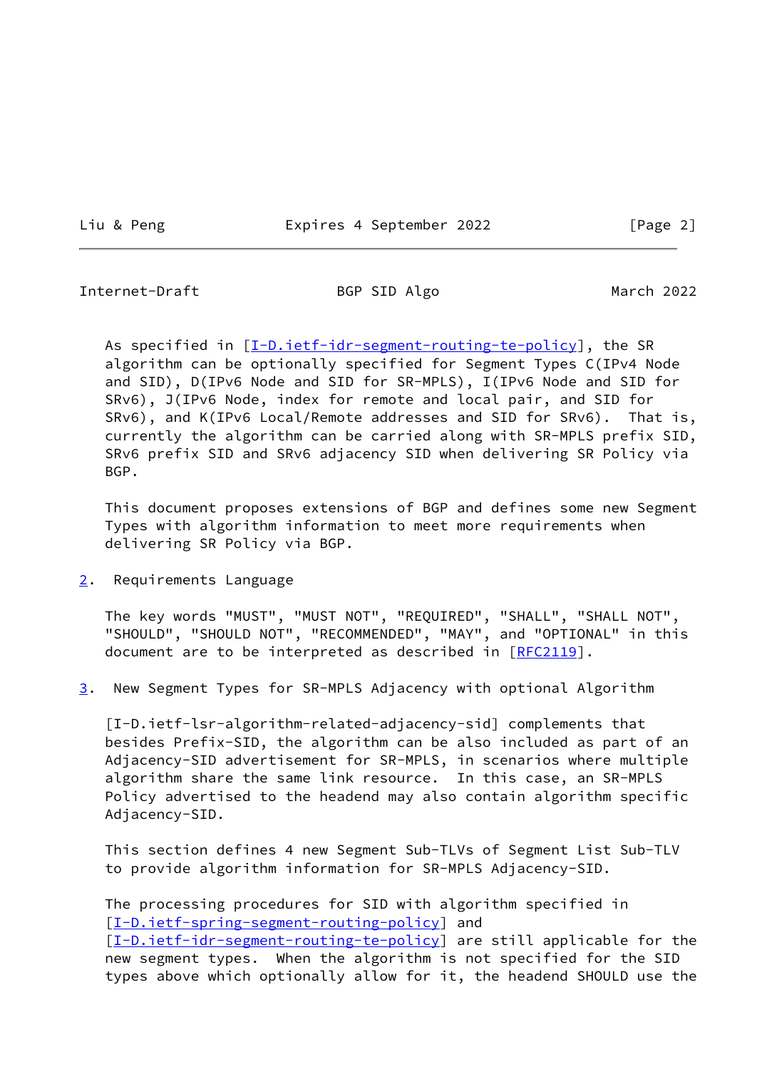As specified in [I-D.ietf-idr-segment-routing-te-policy], the SR algorithm can be optionally specified for Segment Types C(IPv4 Node and SID), D(IPv6 Node and SID for SR-MPLS), I(IPv6 Node and SID for SRv6), J(IPv6 Node, index for remote and local pair, and SID for SRv6), and K(IPv6 Local/Remote addresses and SID for SRv6). That is, currently the algorithm can be carried along with SR-MPLS prefix SID, SRv6 prefix SID and SRv6 adjacency SID when delivering SR Policy via BGP.

This document proposes extensions of BGP and defines some new Segment Types with algorithm information to meet more requirements when delivering SR Policy via BGP.

## 2. Requirements Language

The key words "MUST", "MUST NOT", "REQUIRED", "SHALL", "SHALL NOT", "SHOULD", "SHOULD NOT", "RECOMMENDED", "MAY", and "OPTIONAL" in this document are to be interpreted as described in [RFC2119].

## 3. New Segment Types for SR-MPLS Adjacency with optional Algorithm

[I-D.ietf-lsr-algorithm-related-adjacency-sid] complements that besides Prefix-SID, the algorithm can be also included as part of an Adjacency-SID advertisement for SR-MPLS, in scenarios where multiple algorithm share the same link resource. In this case, an SR-MPLS Policy advertised to the headend may also contain algorithm specific Adjacency-SID.

This section defines 4 new Segment Sub-TLVs of Segment List Sub-TLV to provide algorithm information for SR-MPLS Adjacency-SID.

The processing procedures for SID with algorithm specified in [I-D.ietf-spring-segment-routing-policy] and [I-D.ietf-idr-segment-routing-te-policy] are still applicable for the new segment types. When the algorithm is not specified for the SID types above which optionally allow for it, the headend SHOULD use the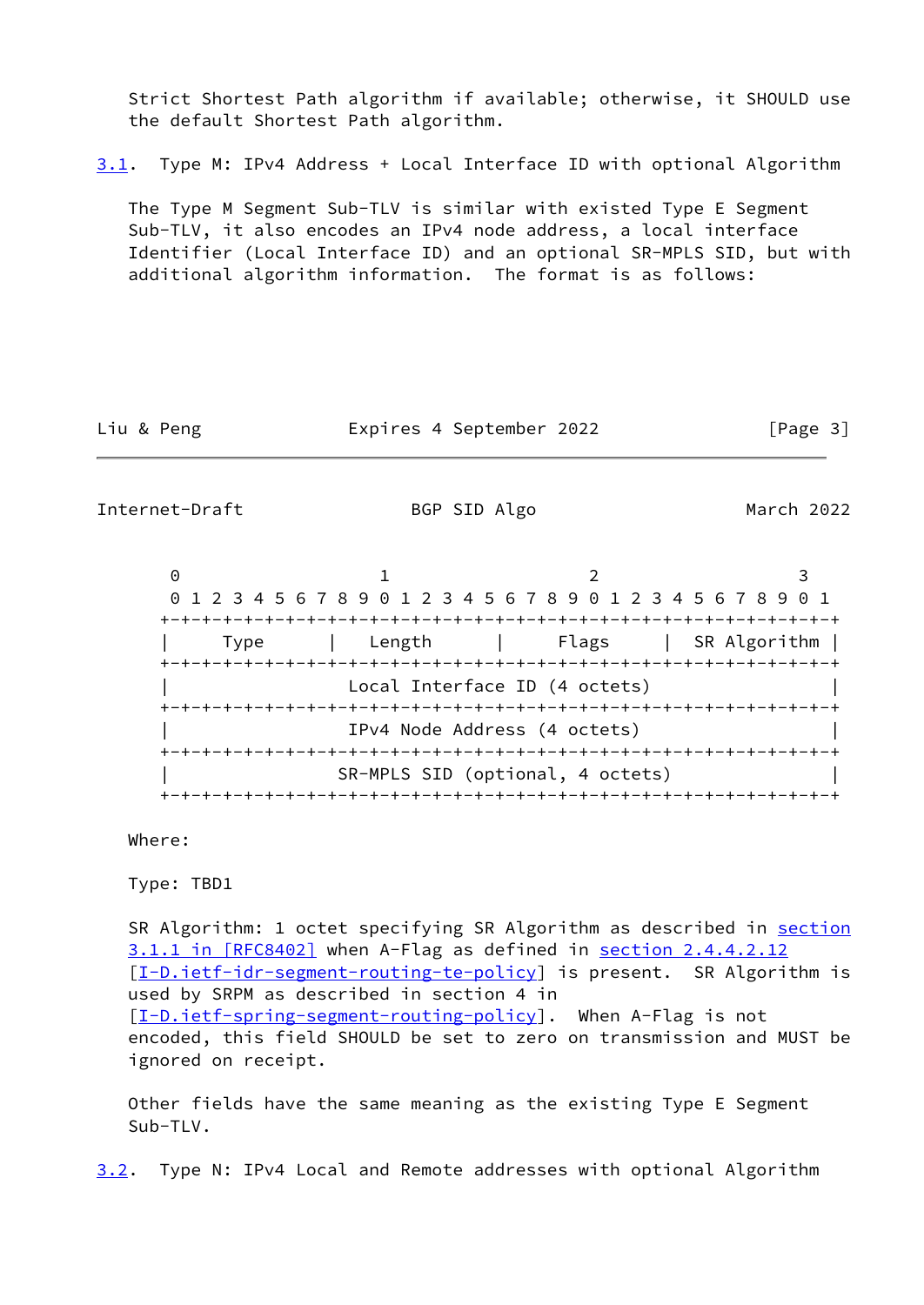Strict Shortest Path algorithm if available; otherwise, it SHOULD use the default Shortest Path algorithm.

### 3.1. Type M: IPv4 Address + Local Interface ID with optional Algorithm

The Type M Segment Sub-TLV is similar with existed Type E Segment Sub-TLV, it also encodes an IPv4 node address, a local interface Identifier (Local Interface ID) and an optional SR-MPLS SID, but with additional algorithm information. The format is as follows:

```
 0                   1                   2                   3
 0 1 2 3 4 5 6 7 8 9 0 1 2 3 4 5 6 7 8 9 0 1 2 3 4 5 6 7 8 9 0 1
+-+-+-+-+-+-+-+-+-+-+-+-+-+-+-+-+-+-+-+-+-+-+-+-+-+-+-+-+-+-+-+-+
|     Type      |   Length      |     Flags     | SR Algorithm |
+-+-+-+-+-+-+-+-+-+-+-+-+-+-+-+-+-+-+-+-+-+-+-+-+-+-+-+-+-+-+-+-+
|                 Local Interface ID (4 octets)                 |
+-+-+-+-+-+-+-+-+-+-+-+-+-+-+-+-+-+-+-+-+-+-+-+-+-+-+-+-+-+-+-+-+
|                 IPv4 Node Address (4 octets)                  |
+-+-+-+-+-+-+-+-+-+-+-+-+-+-+-+-+-+-+-+-+-+-+-+-+-+-+-+-+-+-+-+-+
|                SR-MPLS SID (optional, 4 octets)               |
+-+-+-+-+-+-+-+-+-+-+-+-+-+-+-+-+-+-+-+-+-+-+-+-+-+-+-+-+-+-+-+-+
```

Where:

Type: TBD1

SR Algorithm: 1 octet specifying SR Algorithm as described in section 3.1.1 in [RFC8402] when A-Flag as defined in section 2.4.4.2.12 [I-D.ietf-idr-segment-routing-te-policy] is present. SR Algorithm is used by SRPM as described in section 4 in [I-D.ietf-spring-segment-routing-policy]. When A-Flag is not encoded, this field SHOULD be set to zero on transmission and MUST be ignored on receipt.

Other fields have the same meaning as the existing Type E Segment Sub-TLV.

### 3.2. Type N: IPv4 Local and Remote addresses with optional Algorithm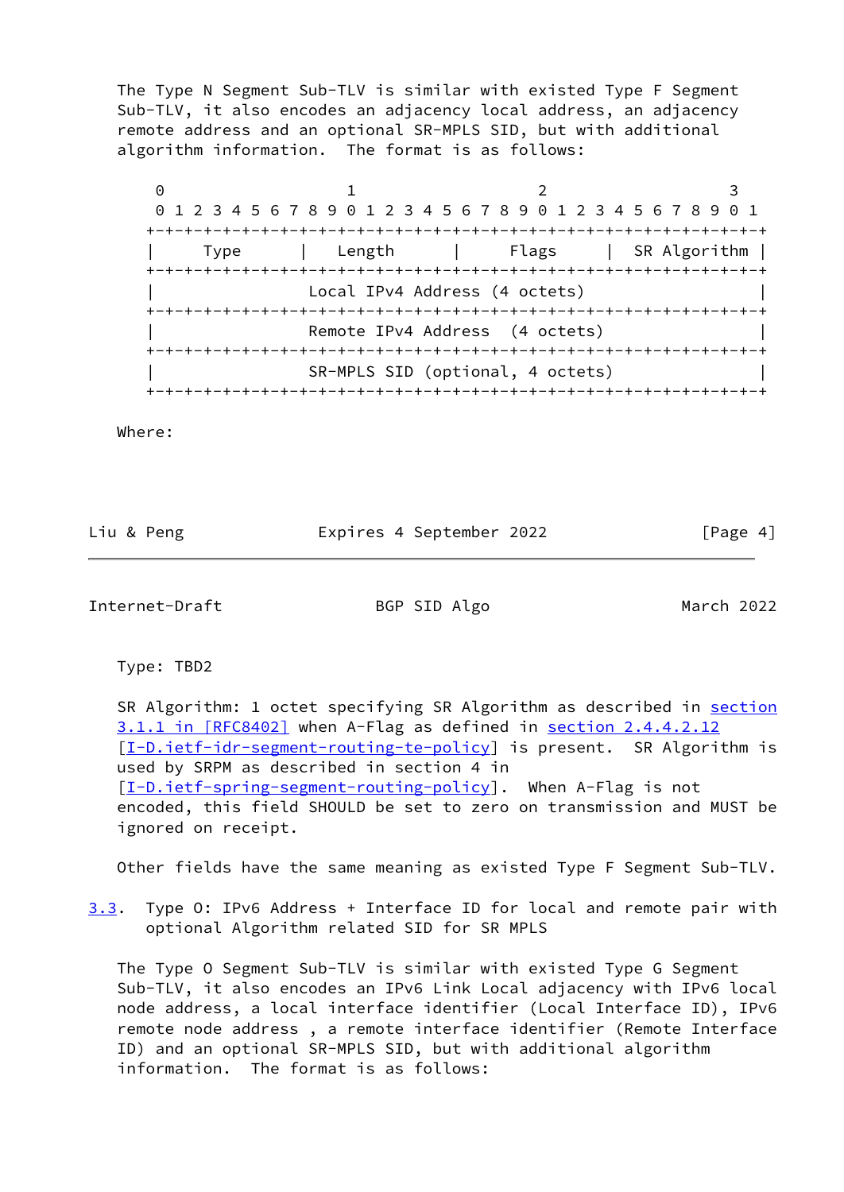The Type N Segment Sub-TLV is similar with existed Type F Segment Sub-TLV, it also encodes an adjacency local address, an adjacency remote address and an optional SR-MPLS SID, but with additional algorithm information. The format is as follows:

```
 0                   1                   2                   3
 0 1 2 3 4 5 6 7 8 9 0 1 2 3 4 5 6 7 8 9 0 1 2 3 4 5 6 7 8 9 0 1
+-+-+-+-+-+-+-+-+-+-+-+-+-+-+-+-+-+-+-+-+-+-+-+-+-+-+-+-+-+-+-+-+
|     Type      |   Length      |     Flags     |  SR Algorithm |
+-+-+-+-+-+-+-+-+-+-+-+-+-+-+-+-+-+-+-+-+-+-+-+-+-+-+-+-+-+-+-+-+
|                Local IPv4 Address (4 octets)                  |
+-+-+-+-+-+-+-+-+-+-+-+-+-+-+-+-+-+-+-+-+-+-+-+-+-+-+-+-+-+-+-+-+
|                Remote IPv4 Address  (4 octets)                |
+-+-+-+-+-+-+-+-+-+-+-+-+-+-+-+-+-+-+-+-+-+-+-+-+-+-+-+-+-+-+-+-+
|                SR-MPLS SID (optional, 4 octets)               |
+-+-+-+-+-+-+-+-+-+-+-+-+-+-+-+-+-+-+-+-+-+-+-+-+-+-+-+-+-+-+-+-+
```

Where:

Type: TBD2

SR Algorithm: 1 octet specifying SR Algorithm as described in section 3.1.1 in [RFC8402] when A-Flag as defined in section 2.4.4.2.12 [I-D.ietf-idr-segment-routing-te-policy] is present. SR Algorithm is used by SRPM as described in section 4 in [I-D.ietf-spring-segment-routing-policy]. When A-Flag is not encoded, this field SHOULD be set to zero on transmission and MUST be ignored on receipt.

Other fields have the same meaning as existed Type F Segment Sub-TLV.

## 3.3. Type O: IPv6 Address + Interface ID for local and remote pair with optional Algorithm related SID for SR MPLS

The Type O Segment Sub-TLV is similar with existed Type G Segment Sub-TLV, it also encodes an IPv6 Link Local adjacency with IPv6 local node address, a local interface identifier (Local Interface ID), IPv6 remote node address , a remote interface identifier (Remote Interface ID) and an optional SR-MPLS SID, but with additional algorithm information. The format is as follows: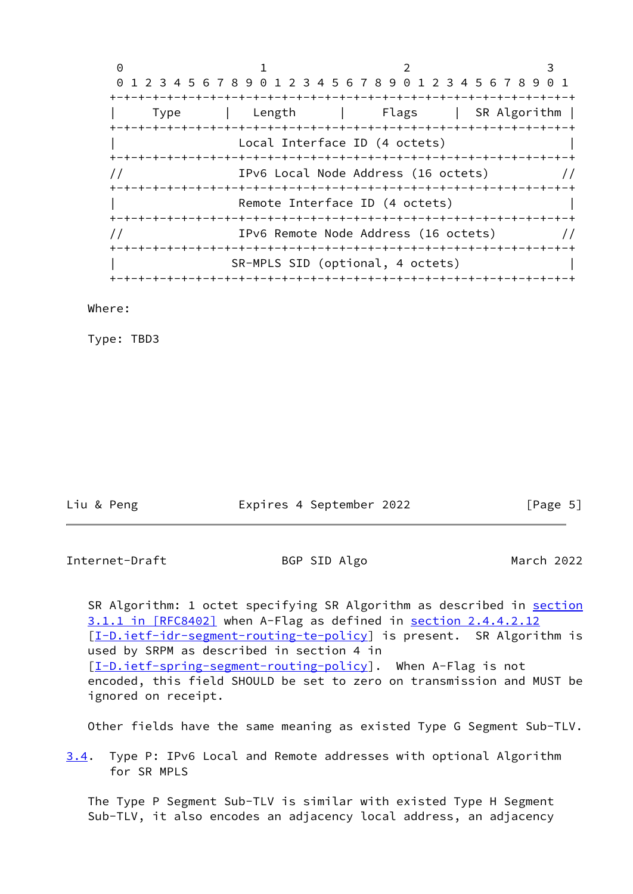```
 0                   1                   2                   3
 0 1 2 3 4 5 6 7 8 9 0 1 2 3 4 5 6 7 8 9 0 1 2 3 4 5 6 7 8 9 0 1
+-+-+-+-+-+-+-+-+-+-+-+-+-+-+-+-+-+-+-+-+-+-+-+-+-+-+-+-+-+-+-+-+
|     Type      |   Length      |     Flags     |  SR Algorithm |
+-+-+-+-+-+-+-+-+-+-+-+-+-+-+-+-+-+-+-+-+-+-+-+-+-+-+-+-+-+-+-+-+
|                Local Interface ID (4 octets)                  |
+-+-+-+-+-+-+-+-+-+-+-+-+-+-+-+-+-+-+-+-+-+-+-+-+-+-+-+-+-+-+-+-+
//               IPv6 Local Node Address (16 octets)           //
+-+-+-+-+-+-+-+-+-+-+-+-+-+-+-+-+-+-+-+-+-+-+-+-+-+-+-+-+-+-+-+-+
|                Remote Interface ID (4 octets)                 |
+-+-+-+-+-+-+-+-+-+-+-+-+-+-+-+-+-+-+-+-+-+-+-+-+-+-+-+-+-+-+-+-+
//               IPv6 Remote Node Address (16 octets)          //
+-+-+-+-+-+-+-+-+-+-+-+-+-+-+-+-+-+-+-+-+-+-+-+-+-+-+-+-+-+-+-+-+
|               SR-MPLS SID (optional, 4 octets)                |
+-+-+-+-+-+-+-+-+-+-+-+-+-+-+-+-+-+-+-+-+-+-+-+-+-+-+-+-+-+-+-+-+
```

Where:

Type: TBD3

SR Algorithm: 1 octet specifying SR Algorithm as described in section 3.1.1 in [RFC8402] when A-Flag as defined in section 2.4.4.2.12 [I-D.ietf-idr-segment-routing-te-policy] is present. SR Algorithm is used by SRPM as described in section 4 in [I-D.ietf-spring-segment-routing-policy]. When A-Flag is not encoded, this field SHOULD be set to zero on transmission and MUST be ignored on receipt.

Other fields have the same meaning as existed Type G Segment Sub-TLV.

### 3.4. Type P: IPv6 Local and Remote addresses with optional Algorithm for SR MPLS

The Type P Segment Sub-TLV is similar with existed Type H Segment Sub-TLV, it also encodes an adjacency local address, an adjacency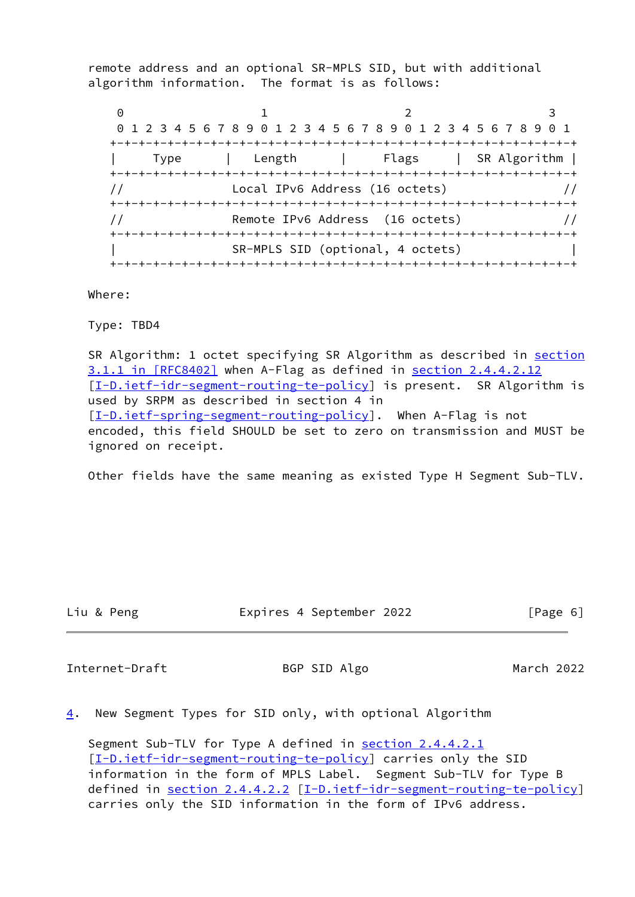remote address and an optional SR-MPLS SID, but with additional algorithm information. The format is as follows:

```
 0                   1                   2                   3
 0 1 2 3 4 5 6 7 8 9 0 1 2 3 4 5 6 7 8 9 0 1 2 3 4 5 6 7 8 9 0 1
+-+-+-+-+-+-+-+-+-+-+-+-+-+-+-+-+-+-+-+-+-+-+-+-+-+-+-+-+-+-+-+-+
|     Type      |   Length      |     Flags     |  SR Algorithm |
+-+-+-+-+-+-+-+-+-+-+-+-+-+-+-+-+-+-+-+-+-+-+-+-+-+-+-+-+-+-+-+-+
//              Local IPv6 Address (16 octets)                  //
+-+-+-+-+-+-+-+-+-+-+-+-+-+-+-+-+-+-+-+-+-+-+-+-+-+-+-+-+-+-+-+-+
//              Remote IPv6 Address  (16 octets)                //
+-+-+-+-+-+-+-+-+-+-+-+-+-+-+-+-+-+-+-+-+-+-+-+-+-+-+-+-+-+-+-+-+
|               SR-MPLS SID (optional, 4 octets)                |
+-+-+-+-+-+-+-+-+-+-+-+-+-+-+-+-+-+-+-+-+-+-+-+-+-+-+-+-+-+-+-+-+
```

Where:

Type: TBD4

SR Algorithm: 1 octet specifying SR Algorithm as described in section 3.1.1 in [RFC8402] when A-Flag as defined in section 2.4.4.2.12 [I-D.ietf-idr-segment-routing-te-policy] is present. SR Algorithm is used by SRPM as described in section 4 in [I-D.ietf-spring-segment-routing-policy]. When A-Flag is not encoded, this field SHOULD be set to zero on transmission and MUST be ignored on receipt.

Other fields have the same meaning as existed Type H Segment Sub-TLV.

## 4. New Segment Types for SID only, with optional Algorithm

Segment Sub-TLV for Type A defined in section 2.4.4.2.1 [I-D.ietf-idr-segment-routing-te-policy] carries only the SID information in the form of MPLS Label. Segment Sub-TLV for Type B defined in section 2.4.4.2.2 [I-D.ietf-idr-segment-routing-te-policy] carries only the SID information in the form of IPv6 address.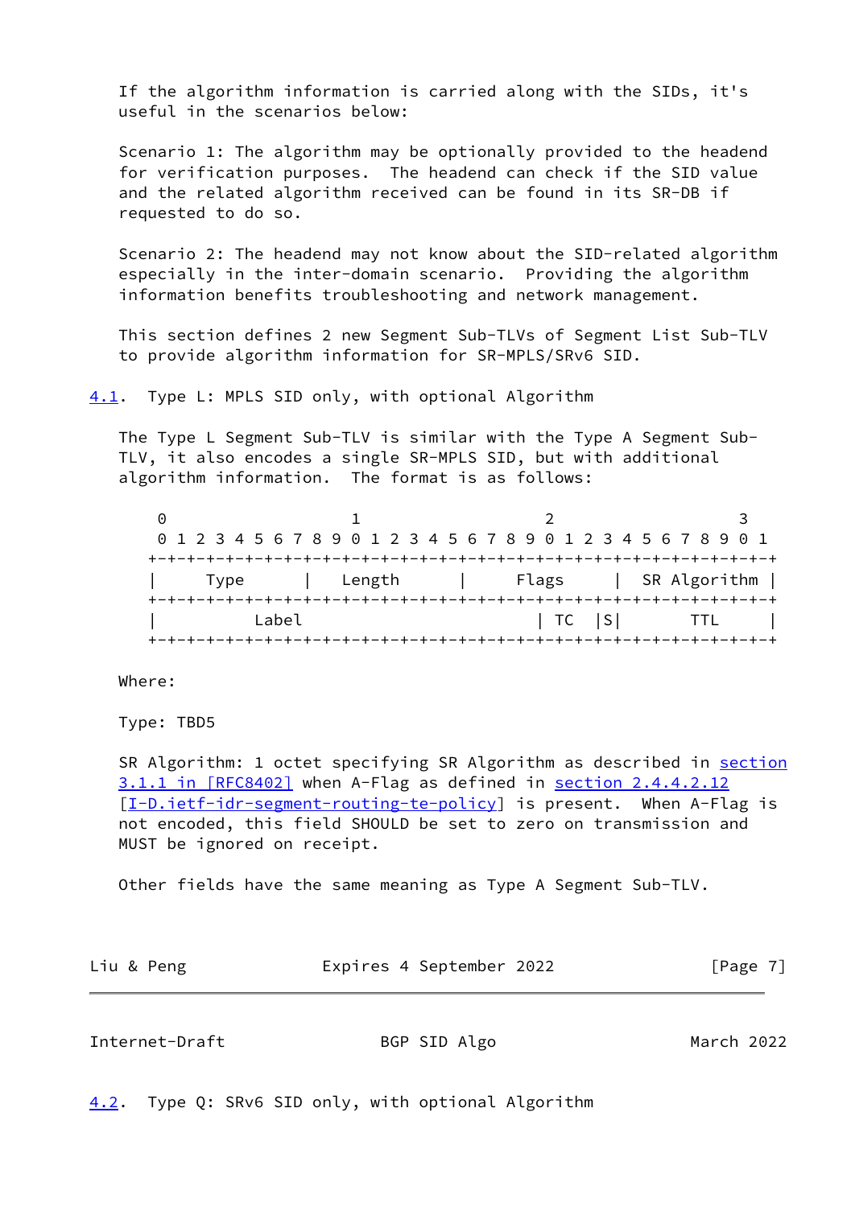If the algorithm information is carried along with the SIDs, it's useful in the scenarios below:

Scenario 1: The algorithm may be optionally provided to the headend for verification purposes. The headend can check if the SID value and the related algorithm received can be found in its SR-DB if requested to do so.

Scenario 2: The headend may not know about the SID-related algorithm especially in the inter-domain scenario. Providing the algorithm information benefits troubleshooting and network management.

This section defines 2 new Segment Sub-TLVs of Segment List Sub-TLV to provide algorithm information for SR-MPLS/SRv6 SID.

## 4.1. Type L: MPLS SID only, with optional Algorithm

The Type L Segment Sub-TLV is similar with the Type A Segment Sub-TLV, it also encodes a single SR-MPLS SID, but with additional algorithm information. The format is as follows:

```
 0                   1                   2                   3
 0 1 2 3 4 5 6 7 8 9 0 1 2 3 4 5 6 7 8 9 0 1 2 3 4 5 6 7 8 9 0 1
+-+-+-+-+-+-+-+-+-+-+-+-+-+-+-+-+-+-+-+-+-+-+-+-+-+-+-+-+-+-+-+-+
|     Type      |    Length     |     Flags     | SR Algorithm  |
+-+-+-+-+-+-+-+-+-+-+-+-+-+-+-+-+-+-+-+-+-+-+-+-+-+-+-+-+-+-+-+-+
|          Label                        | TC  |S|       TTL     |
+-+-+-+-+-+-+-+-+-+-+-+-+-+-+-+-+-+-+-+-+-+-+-+-+-+-+-+-+-+-+-+-+
```

Where:

Type: TBD5

SR Algorithm: 1 octet specifying SR Algorithm as described in section 3.1.1 in [RFC8402] when A-Flag as defined in section 2.4.4.2.12 [I-D.ietf-idr-segment-routing-te-policy] is present. When A-Flag is not encoded, this field SHOULD be set to zero on transmission and MUST be ignored on receipt.

Other fields have the same meaning as Type A Segment Sub-TLV.

## 4.2. Type Q: SRv6 SID only, with optional Algorithm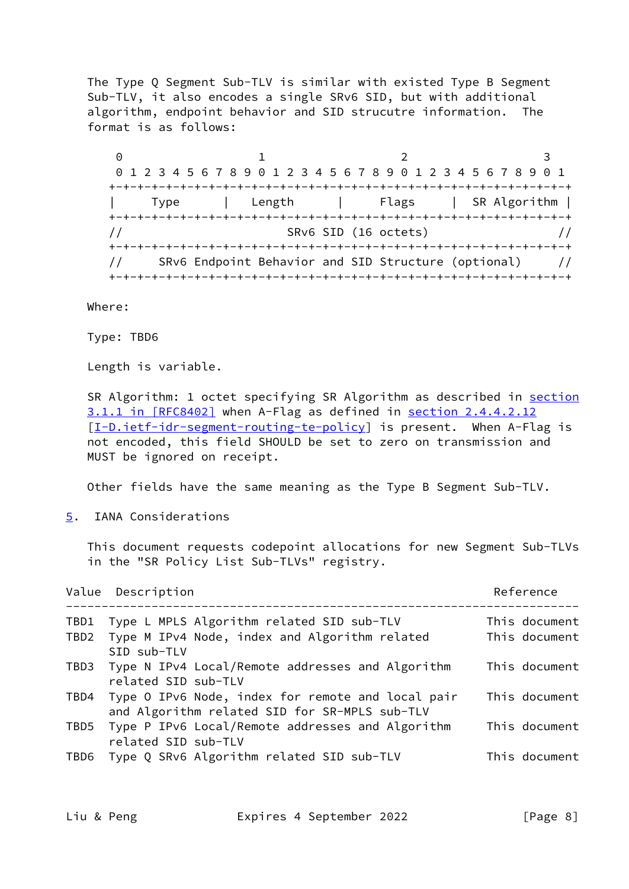The Type Q Segment Sub-TLV is similar with existed Type B Segment Sub-TLV, it also encodes a single SRv6 SID, but with additional algorithm, endpoint behavior and SID strucutre information.  The format is as follows:

```
 0                   1                   2                   3
 0 1 2 3 4 5 6 7 8 9 0 1 2 3 4 5 6 7 8 9 0 1 2 3 4 5 6 7 8 9 0 1
+-+-+-+-+-+-+-+-+-+-+-+-+-+-+-+-+-+-+-+-+-+-+-+-+-+-+-+-+-+-+-+-+
|     Type      |    Length     |     Flags     |  SR Algorithm |
+-+-+-+-+-+-+-+-+-+-+-+-+-+-+-+-+-+-+-+-+-+-+-+-+-+-+-+-+-+-+-+-+
//                       SRv6 SID (16 octets)                    //
+-+-+-+-+-+-+-+-+-+-+-+-+-+-+-+-+-+-+-+-+-+-+-+-+-+-+-+-+-+-+-+-+
//     SRv6 Endpoint Behavior and SID Structure (optional)      //
+-+-+-+-+-+-+-+-+-+-+-+-+-+-+-+-+-+-+-+-+-+-+-+-+-+-+-+-+-+-+-+-+
```

Where:

Type: TBD6

Length is variable.

SR Algorithm: 1 octet specifying SR Algorithm as described in section 3.1.1 in [RFC8402] when A-Flag as defined in section 2.4.4.2.12 [I-D.ietf-idr-segment-routing-te-policy] is present.  When A-Flag is not encoded, this field SHOULD be set to zero on transmission and MUST be ignored on receipt.

Other fields have the same meaning as the Type B Segment Sub-TLV.

## 5. IANA Considerations

This document requests codepoint allocations for new Segment Sub-TLVs in the "SR Policy List Sub-TLVs" registry.

| Value | Description | Reference |
|---|---|---|
| TBD1 | Type L MPLS Algorithm related SID sub-TLV | This document |
| TBD2 | Type M IPv4 Node, index and Algorithm related SID sub-TLV | This document |
| TBD3 | Type N IPv4 Local/Remote addresses and Algorithm related SID sub-TLV | This document |
| TBD4 | Type O IPv6 Node, index for remote and local pair and Algorithm related SID for SR-MPLS sub-TLV | This document |
| TBD5 | Type P IPv6 Local/Remote addresses and Algorithm related SID sub-TLV | This document |
| TBD6 | Type Q SRv6 Algorithm related SID sub-TLV | This document |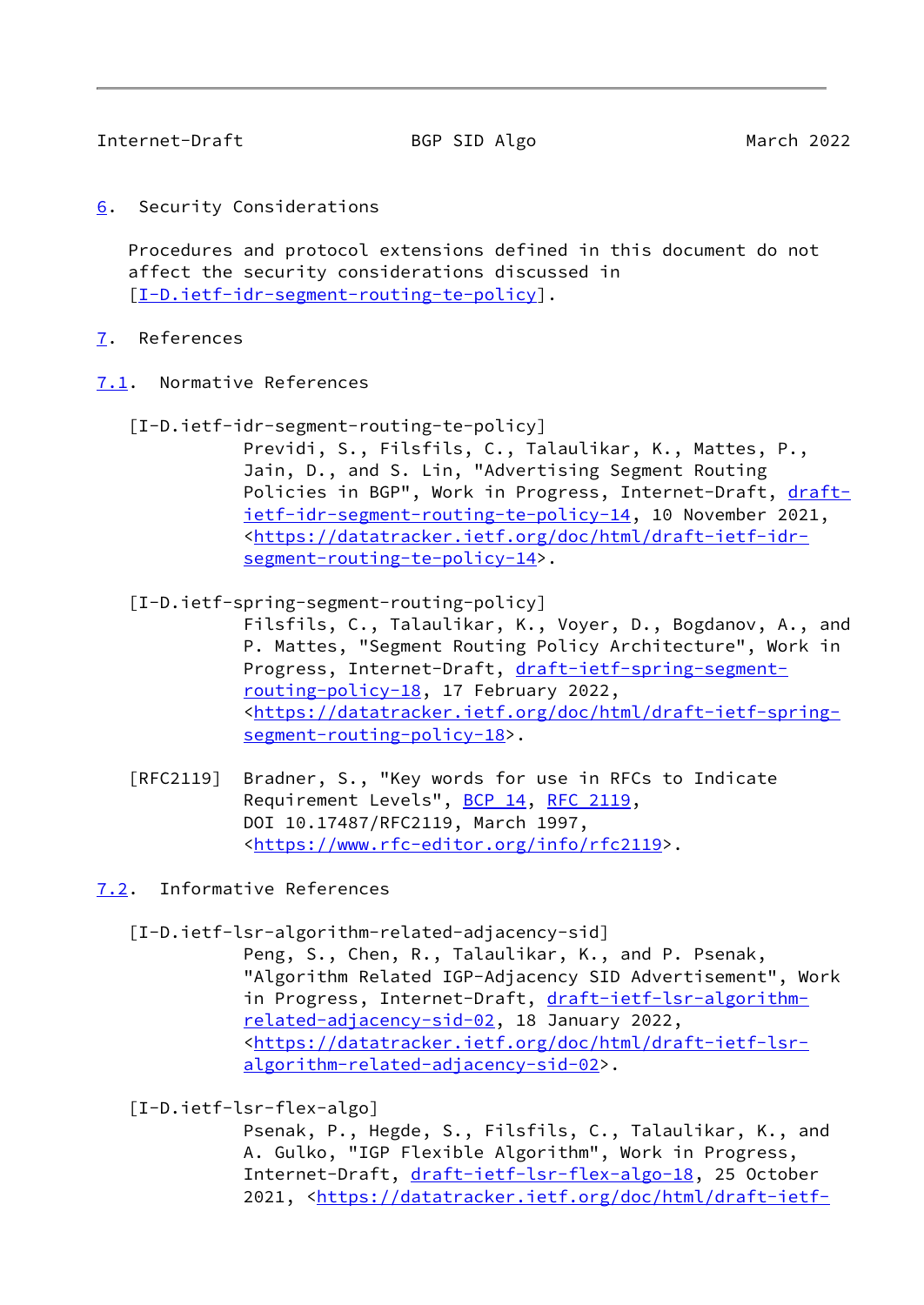## 6. Security Considerations

Procedures and protocol extensions defined in this document do not affect the security considerations discussed in [I-D.ietf-idr-segment-routing-te-policy].

## 7. References

### 7.1. Normative References

[I-D.ietf-idr-segment-routing-te-policy]
Previdi, S., Filsfils, C., Talaulikar, K., Mattes, P., Jain, D., and S. Lin, "Advertising Segment Routing Policies in BGP", Work in Progress, Internet-Draft, draft-ietf-idr-segment-routing-te-policy-14, 10 November 2021, <https://datatracker.ietf.org/doc/html/draft-ietf-idr-segment-routing-te-policy-14>.

[I-D.ietf-spring-segment-routing-policy]
Filsfils, C., Talaulikar, K., Voyer, D., Bogdanov, A., and P. Mattes, "Segment Routing Policy Architecture", Work in Progress, Internet-Draft, draft-ietf-spring-segment-routing-policy-18, 17 February 2022, <https://datatracker.ietf.org/doc/html/draft-ietf-spring-segment-routing-policy-18>.

[RFC2119] Bradner, S., "Key words for use in RFCs to Indicate Requirement Levels", BCP 14, RFC 2119, DOI 10.17487/RFC2119, March 1997, <https://www.rfc-editor.org/info/rfc2119>.

### 7.2. Informative References

[I-D.ietf-lsr-algorithm-related-adjacency-sid]
Peng, S., Chen, R., Talaulikar, K., and P. Psenak, "Algorithm Related IGP-Adjacency SID Advertisement", Work in Progress, Internet-Draft, draft-ietf-lsr-algorithm-related-adjacency-sid-02, 18 January 2022, <https://datatracker.ietf.org/doc/html/draft-ietf-lsr-algorithm-related-adjacency-sid-02>.

[I-D.ietf-lsr-flex-algo]
Psenak, P., Hegde, S., Filsfils, C., Talaulikar, K., and A. Gulko, "IGP Flexible Algorithm", Work in Progress, Internet-Draft, draft-ietf-lsr-flex-algo-18, 25 October 2021, <https://datatracker.ietf.org/doc/html/draft-ietf-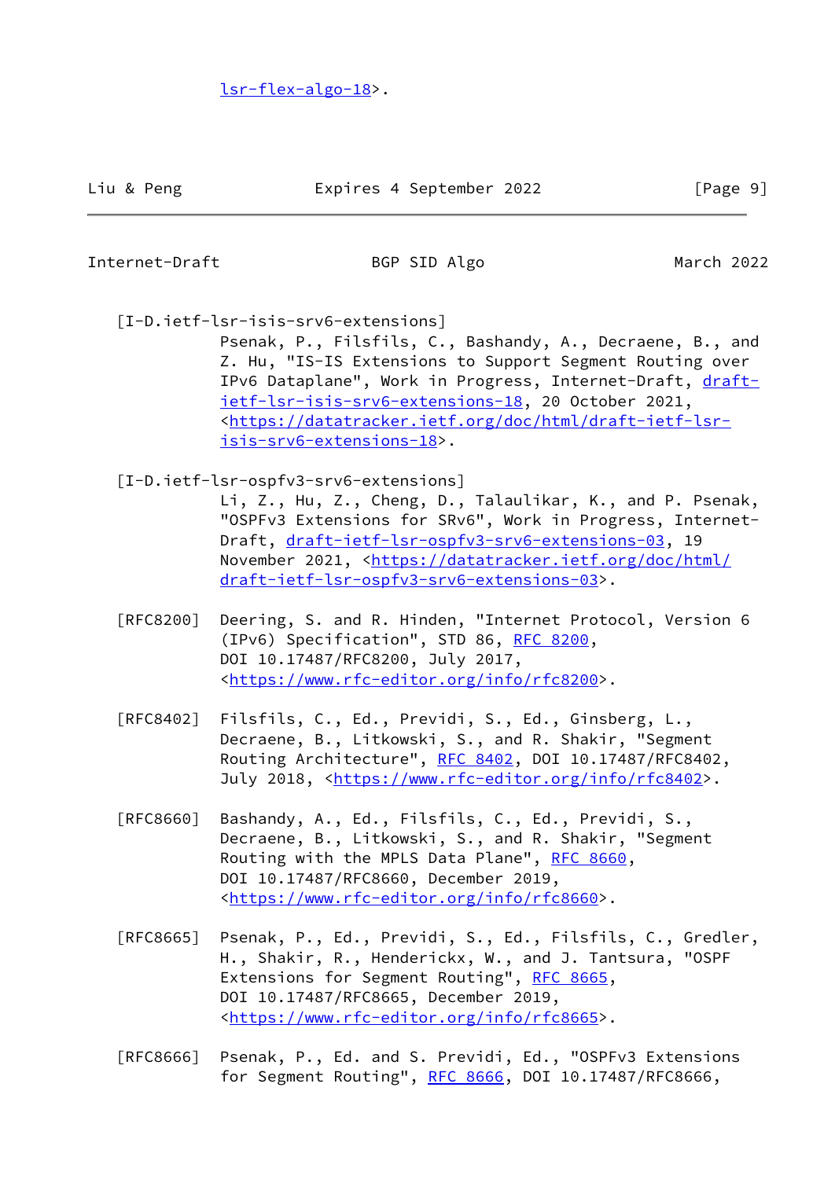lsr-flex-algo-18>.

[I-D.ietf-lsr-isis-srv6-extensions]
Psenak, P., Filsfils, C., Bashandy, A., Decraene, B., and Z. Hu, "IS-IS Extensions to Support Segment Routing over IPv6 Dataplane", Work in Progress, Internet-Draft, draft-ietf-lsr-isis-srv6-extensions-18, 20 October 2021, <https://datatracker.ietf.org/doc/html/draft-ietf-lsr-isis-srv6-extensions-18>.

[I-D.ietf-lsr-ospfv3-srv6-extensions]
Li, Z., Hu, Z., Cheng, D., Talaulikar, K., and P. Psenak, "OSPFv3 Extensions for SRv6", Work in Progress, Internet-Draft, draft-ietf-lsr-ospfv3-srv6-extensions-03, 19 November 2021, <https://datatracker.ietf.org/doc/html/draft-ietf-lsr-ospfv3-srv6-extensions-03>.

[RFC8200] Deering, S. and R. Hinden, "Internet Protocol, Version 6 (IPv6) Specification", STD 86, RFC 8200, DOI 10.17487/RFC8200, July 2017, <https://www.rfc-editor.org/info/rfc8200>.

[RFC8402] Filsfils, C., Ed., Previdi, S., Ed., Ginsberg, L., Decraene, B., Litkowski, S., and R. Shakir, "Segment Routing Architecture", RFC 8402, DOI 10.17487/RFC8402, July 2018, <https://www.rfc-editor.org/info/rfc8402>.

[RFC8660] Bashandy, A., Ed., Filsfils, C., Ed., Previdi, S., Decraene, B., Litkowski, S., and R. Shakir, "Segment Routing with the MPLS Data Plane", RFC 8660, DOI 10.17487/RFC8660, December 2019, <https://www.rfc-editor.org/info/rfc8660>.

[RFC8665] Psenak, P., Ed., Previdi, S., Ed., Filsfils, C., Gredler, H., Shakir, R., Henderickx, W., and J. Tantsura, "OSPF Extensions for Segment Routing", RFC 8665, DOI 10.17487/RFC8665, December 2019, <https://www.rfc-editor.org/info/rfc8665>.

[RFC8666] Psenak, P., Ed. and S. Previdi, Ed., "OSPFv3 Extensions for Segment Routing", RFC 8666, DOI 10.17487/RFC8666,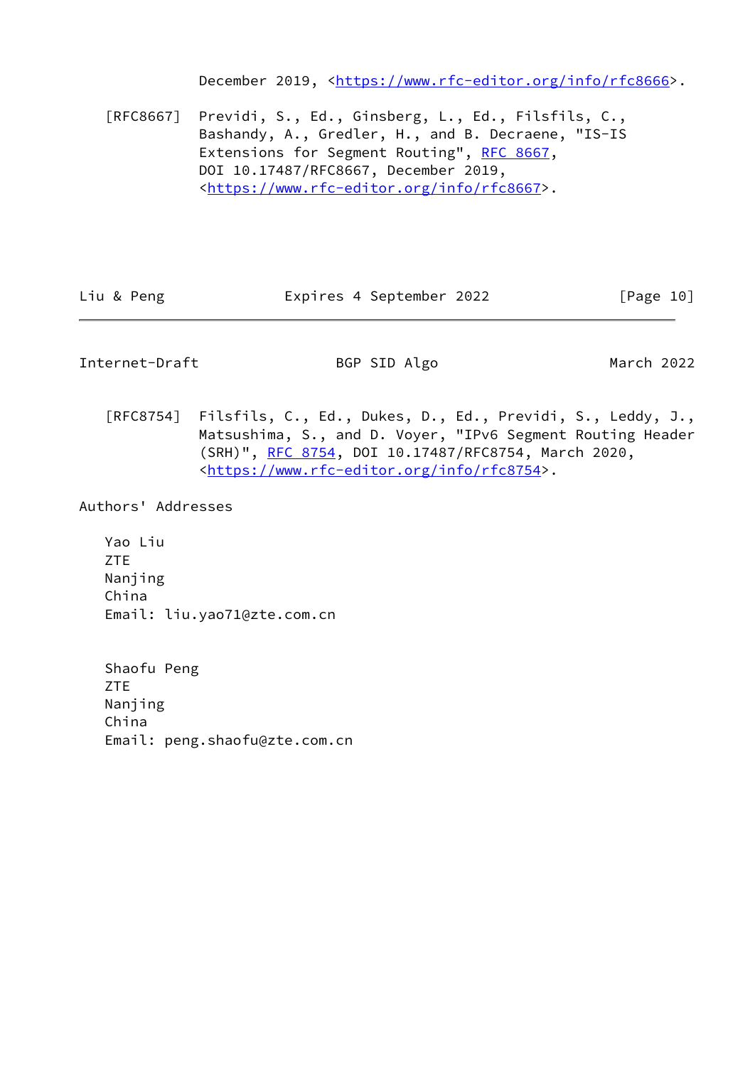December 2019, <https://www.rfc-editor.org/info/rfc8666>.

[RFC8667] Previdi, S., Ed., Ginsberg, L., Ed., Filsfils, C., Bashandy, A., Gredler, H., and B. Decraene, "IS-IS Extensions for Segment Routing", RFC 8667, DOI 10.17487/RFC8667, December 2019, <https://www.rfc-editor.org/info/rfc8667>.

[RFC8754] Filsfils, C., Ed., Dukes, D., Ed., Previdi, S., Leddy, J., Matsushima, S., and D. Voyer, "IPv6 Segment Routing Header (SRH)", RFC 8754, DOI 10.17487/RFC8754, March 2020, <https://www.rfc-editor.org/info/rfc8754>.

## Authors' Addresses

Yao Liu
ZTE
Nanjing
China
Email: liu.yao71@zte.com.cn

Shaofu Peng
ZTE
Nanjing
China
Email: peng.shaofu@zte.com.cn